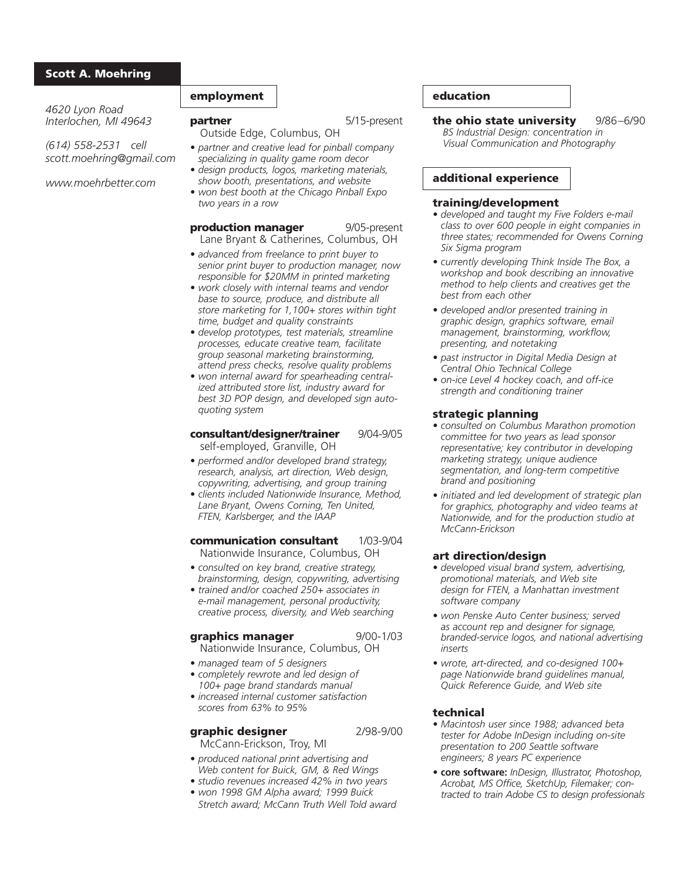# Scott A. Moehring

*4620 Lyon Road*
*Interlochen, MI 49643*

*(614) 558-2531 cell*
*scott.moehring@gmail.com*

*www.moehrbetter.com*

## employment

**partner** 5/15-present
Outside Edge, Columbus, OH

- *partner and creative lead for pinball company specializing in quality game room decor*
- *design products, logos, marketing materials, show booth, presentations, and website*
- *won best booth at the Chicago Pinball Expo two years in a row*

**production manager** 9/05-present
Lane Bryant & Catherines, Columbus, OH

- *advanced from freelance to print buyer to senior print buyer to production manager, now responsible for $20MM in printed marketing*
- *work closely with internal teams and vendor base to source, produce, and distribute all store marketing for 1,100+ stores within tight time, budget and quality constraints*
- *develop prototypes, test materials, streamline processes, educate creative team, facilitate group seasonal marketing brainstorming, attend press checks, resolve quality problems*
- *won internal award for spearheading centralized attributed store list, industry award for best 3D POP design, and developed sign auto-quoting system*

**consultant/designer/trainer** 9/04-9/05
self-employed, Granville, OH

- *performed and/or developed brand strategy, research, analysis, art direction, Web design, copywriting, advertising, and group training*
- *clients included Nationwide Insurance, Method, Lane Bryant, Owens Corning, Ten United, FTEN, Karlsberger, and the IAAP*

**communication consultant** 1/03-9/04
Nationwide Insurance, Columbus, OH

- *consulted on key brand, creative strategy, brainstorming, design, copywriting, advertising*
- *trained and/or coached 250+ associates in e-mail management, personal productivity, creative process, diversity, and Web searching*

**graphics manager** 9/00-1/03
Nationwide Insurance, Columbus, OH

- *managed team of 5 designers*
- *completely rewrote and led design of 100+ page brand standards manual*
- *increased internal customer satisfaction scores from 63% to 95%*

**graphic designer** 2/98-9/00
McCann-Erickson, Troy, MI

- *produced national print advertising and Web content for Buick, GM, & Red Wings*
- *studio revenues increased 42% in two years*
- *won 1998 GM Alpha award; 1999 Buick Stretch award; McCann Truth Well Told award*

## education

**the ohio state university** 9/86–6/90
*BS Industrial Design: concentration in Visual Communication and Photography*

## additional experience

### training/development

- *developed and taught my Five Folders e-mail class to over 600 people in eight companies in three states; recommended for Owens Corning Six Sigma program*
- *currently developing Think Inside The Box, a workshop and book describing an innovative method to help clients and creatives get the best from each other*
- *developed and/or presented training in graphic design, graphics software, email management, brainstorming, workflow, presenting, and notetaking*
- *past instructor in Digital Media Design at Central Ohio Technical College*
- *on-ice Level 4 hockey coach, and off-ice strength and conditioning trainer*

### strategic planning

- *consulted on Columbus Marathon promotion committee for two years as lead sponsor representative; key contributor in developing marketing strategy, unique audience segmentation, and long-term competitive brand and positioning*
- *initiated and led development of strategic plan for graphics, photography and video teams at Nationwide, and for the production studio at McCann-Erickson*

### art direction/design

- *developed visual brand system, advertising, promotional materials, and Web site design for FTEN, a Manhattan investment software company*
- *won Penske Auto Center business; served as account rep and designer for signage, branded-service logos, and national advertising inserts*
- *wrote, art-directed, and co-designed 100+ page Nationwide brand guidelines manual, Quick Reference Guide, and Web site*

### technical

- *Macintosh user since 1988; advanced beta tester for Adobe InDesign including on-site presentation to 200 Seattle software engineers; 8 years PC experience*
- **core software:** *InDesign, Illustrator, Photoshop, Acrobat, MS Office, SketchUp, Filemaker; contracted to train Adobe CS to design professionals*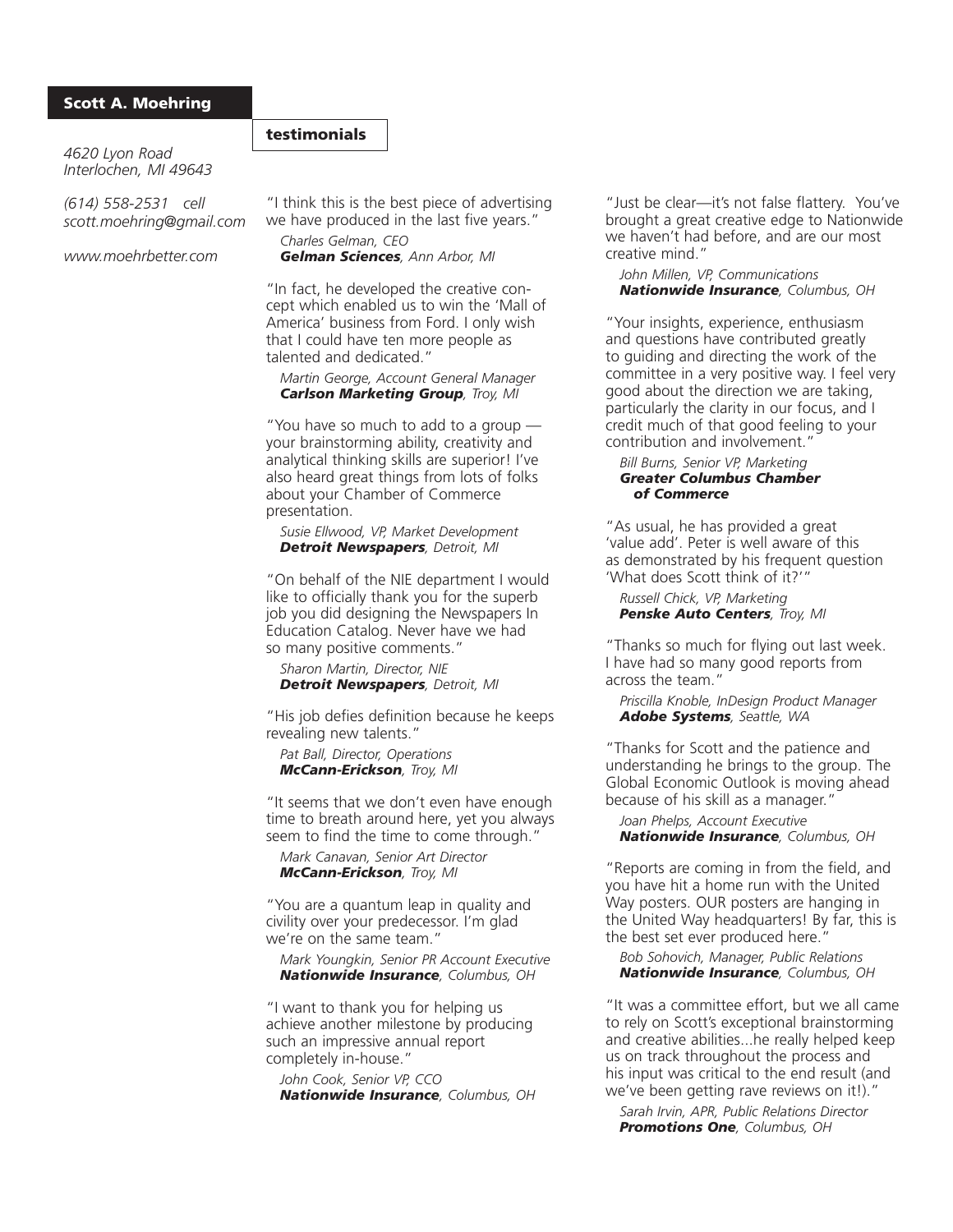**Scott A. Moehring**

*4620 Lyon Road*
*Interlochen, MI 49643*

*(614) 558-2531 cell*
*scott.moehring@gmail.com*

*www.moehrbetter.com*

## testimonials

"I think this is the best piece of advertising we have produced in the last five years."

*Charles Gelman, CEO*
***Gelman Sciences**, Ann Arbor, MI*

"In fact, he developed the creative concept which enabled us to win the 'Mall of America' business from Ford. I only wish that I could have ten more people as talented and dedicated."

*Martin George, Account General Manager*
***Carlson Marketing Group**, Troy, MI*

"You have so much to add to a group — your brainstorming ability, creativity and analytical thinking skills are superior! I've also heard great things from lots of folks about your Chamber of Commerce presentation.

*Susie Ellwood, VP, Market Development*
***Detroit Newspapers**, Detroit, MI*

"On behalf of the NIE department I would like to officially thank you for the superb job you did designing the Newspapers In Education Catalog. Never have we had so many positive comments."

*Sharon Martin, Director, NIE*
***Detroit Newspapers**, Detroit, MI*

"His job defies definition because he keeps revealing new talents."

*Pat Ball, Director, Operations*
***McCann-Erickson**, Troy, MI*

"It seems that we don't even have enough time to breath around here, yet you always seem to find the time to come through."

*Mark Canavan, Senior Art Director*
***McCann-Erickson**, Troy, MI*

"You are a quantum leap in quality and civility over your predecessor. I'm glad we're on the same team."

*Mark Youngkin, Senior PR Account Executive*
***Nationwide Insurance**, Columbus, OH*

"I want to thank you for helping us achieve another milestone by producing such an impressive annual report completely in-house."

*John Cook, Senior VP, CCO*
***Nationwide Insurance**, Columbus, OH*

"Just be clear—it's not false flattery. You've brought a great creative edge to Nationwide we haven't had before, and are our most creative mind."

*John Millen, VP, Communications*
***Nationwide Insurance**, Columbus, OH*

"Your insights, experience, enthusiasm and questions have contributed greatly to guiding and directing the work of the committee in a very positive way. I feel very good about the direction we are taking, particularly the clarity in our focus, and I credit much of that good feeling to your contribution and involvement."

*Bill Burns, Senior VP, Marketing*
***Greater Columbus Chamber of Commerce***

"As usual, he has provided a great 'value add'. Peter is well aware of this as demonstrated by his frequent question 'What does Scott think of it?'"

*Russell Chick, VP, Marketing*
***Penske Auto Centers**, Troy, MI*

"Thanks so much for flying out last week. I have had so many good reports from across the team."

*Priscilla Knoble, InDesign Product Manager*
***Adobe Systems**, Seattle, WA*

"Thanks for Scott and the patience and understanding he brings to the group. The Global Economic Outlook is moving ahead because of his skill as a manager."

*Joan Phelps, Account Executive*
***Nationwide Insurance**, Columbus, OH*

"Reports are coming in from the field, and you have hit a home run with the United Way posters. OUR posters are hanging in the United Way headquarters! By far, this is the best set ever produced here."

*Bob Sohovich, Manager, Public Relations*
***Nationwide Insurance**, Columbus, OH*

"It was a committee effort, but we all came to rely on Scott's exceptional brainstorming and creative abilities...he really helped keep us on track throughout the process and his input was critical to the end result (and we've been getting rave reviews on it!)."

*Sarah Irvin, APR, Public Relations Director*
***Promotions One**, Columbus, OH*